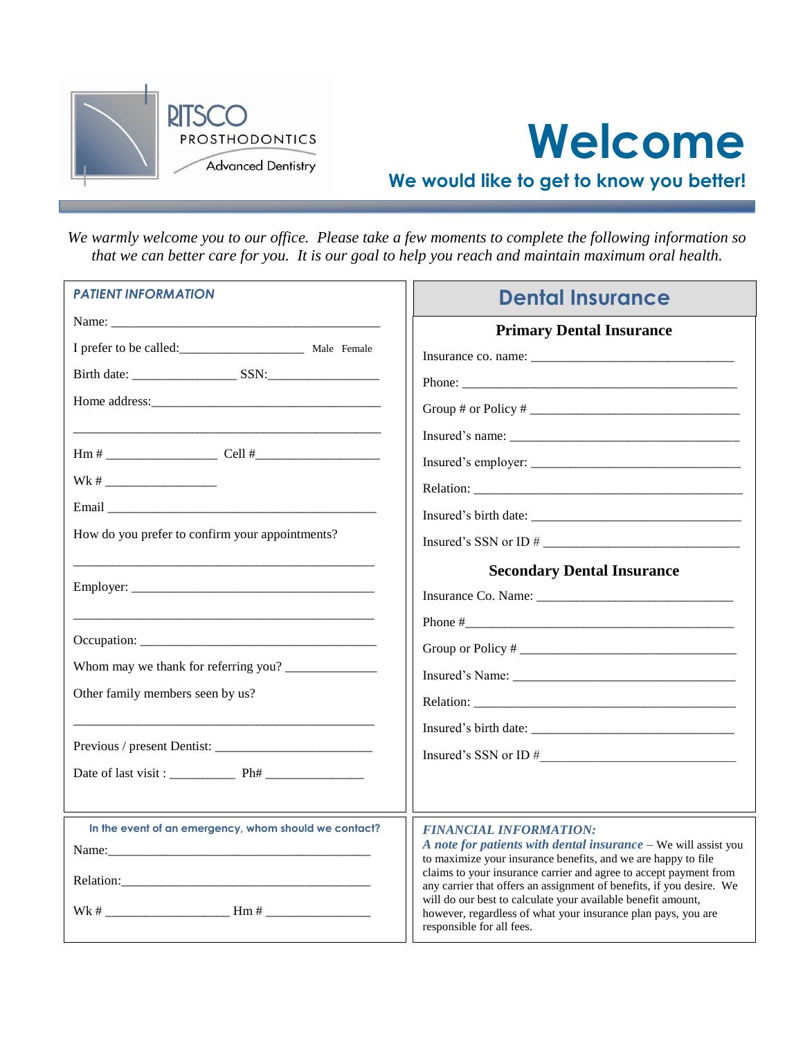RITSCO PROSTHODONTICS Advanced Dentistry

# Welcome

## We would like to get to know you better!

*We warmly welcome you to our office. Please take a few moments to complete the following information so that we can better care for you. It is our goal to help you reach and maintain maximum oral health.*

### PATIENT INFORMATION

Name: ___________________________________________

I prefer to be called:____________________ Male Female

Birth date: ________________ SSN:_________________

Home address:_____________________________________

_________________________________________________

Hm # _________________ Cell #___________________

Wk # _________________

Email ____________________________________________

How do you prefer to confirm your appointments?

_________________________________________________

Employer: ________________________________________

_________________________________________________

Occupation: ______________________________________

Whom may we thank for referring you? ______________

Other family members seen by us?

_________________________________________________

Previous / present Dentist: _________________________

Date of last visit : __________ Ph# _______________

### In the event of an emergency, whom should we contact?

Name:____________________________________________

Relation:_________________________________________

Wk # ___________________ Hm # ________________

## Dental Insurance

### Primary Dental Insurance

Insurance co. name: _______________________________

Phone: ___________________________________________

Group # or Policy # ________________________________

Insured's name: ___________________________________

Insured's employer: ________________________________

Relation: _________________________________________

Insured's birth date: ________________________________

Insured's SSN or ID # ______________________________

### Secondary Dental Insurance

Insurance Co. Name: _______________________________

Phone #__________________________________________

Group or Policy # __________________________________

Insured's Name: ___________________________________

Relation: _________________________________________

Insured's birth date: ________________________________

Insured's SSN or ID #______________________________

### FINANCIAL INFORMATION:

***A note for patients with dental insurance*** – We will assist you to maximize your insurance benefits, and we are happy to file claims to your insurance carrier and agree to accept payment from any carrier that offers an assignment of benefits, if you desire. We will do our best to calculate your available benefit amount, however, regardless of what your insurance plan pays, you are responsible for all fees.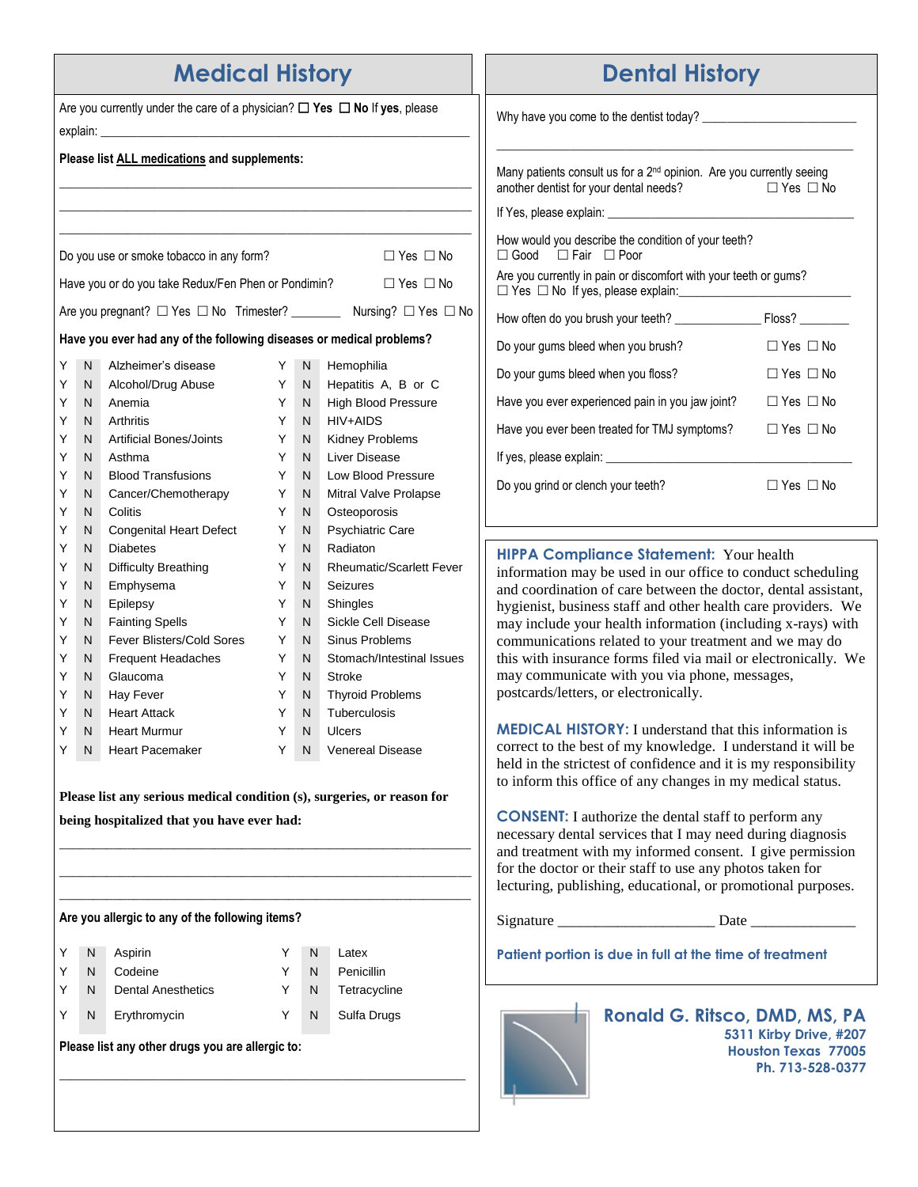## Medical History

Are you currently under the care of a physician? ☐ **Yes** ☐ **No** If **yes**, please explain: ___________________________________________

**Please list ALL medications and supplements:**

___________________________________________

___________________________________________

___________________________________________

Do you use or smoke tobacco in any form? ☐ Yes ☐ No

Have you or do you take Redux/Fen Phen or Pondimin? ☐ Yes ☐ No

Are you pregnant? ☐ Yes ☐ No Trimester? ________ Nursing? ☐ Yes ☐ No

**Have you ever had any of the following diseases or medical problems?**

| | | | | | |
|---|---|---|---|---|---|
| Y | N | Alzheimer's disease | Y | N | Hemophilia |
| Y | N | Alcohol/Drug Abuse | Y | N | Hepatitis A, B or C |
| Y | N | Anemia | Y | N | High Blood Pressure |
| Y | N | Arthritis | Y | N | HIV+AIDS |
| Y | N | Artificial Bones/Joints | Y | N | Kidney Problems |
| Y | N | Asthma | Y | N | Liver Disease |
| Y | N | Blood Transfusions | Y | N | Low Blood Pressure |
| Y | N | Cancer/Chemotherapy | Y | N | Mitral Valve Prolapse |
| Y | N | Colitis | Y | N | Osteoporosis |
| Y | N | Congenital Heart Defect | Y | N | Psychiatric Care |
| Y | N | Diabetes | Y | N | Radiaton |
| Y | N | Difficulty Breathing | Y | N | Rheumatic/Scarlett Fever |
| Y | N | Emphysema | Y | N | Seizures |
| Y | N | Epilepsy | Y | N | Shingles |
| Y | N | Fainting Spells | Y | N | Sickle Cell Disease |
| Y | N | Fever Blisters/Cold Sores | Y | N | Sinus Problems |
| Y | N | Frequent Headaches | Y | N | Stomach/Intestinal Issues |
| Y | N | Glaucoma | Y | N | Stroke |
| Y | N | Hay Fever | Y | N | Thyroid Problems |
| Y | N | Heart Attack | Y | N | Tuberculosis |
| Y | N | Heart Murmur | Y | N | Ulcers |
| Y | N | Heart Pacemaker | Y | N | Venereal Disease |

**Please list any serious medical condition (s), surgeries, or reason for being hospitalized that you have ever had:**

___________________________________________

___________________________________________

___________________________________________

**Are you allergic to any of the following items?**

| | | | | | |
|---|---|---|---|---|---|
| Y | N | Aspirin | Y | N | Latex |
| Y | N | Codeine | Y | N | Penicillin |
| Y | N | Dental Anesthetics | Y | N | Tetracycline |
| Y | N | Erythromycin | Y | N | Sulfa Drugs |

**Please list any other drugs you are allergic to:**

___________________________________________

## Dental History

Why have you come to the dentist today? ___________________________

___________________________________________

Many patients consult us for a 2nd opinion. Are you currently seeing another dentist for your dental needs? ☐ Yes ☐ No

If Yes, please explain: ___________________________

How would you describe the condition of your teeth?
☐ Good ☐ Fair ☐ Poor

Are you currently in pain or discomfort with your teeth or gums?
☐ Yes ☐ No If yes, please explain: ___________________________

How often do you brush your teeth? _____________ Floss? ________

Do your gums bleed when you brush? ☐ Yes ☐ No

Do your gums bleed when you floss? ☐ Yes ☐ No

Have you ever experienced pain in you jaw joint? ☐ Yes ☐ No

Have you ever been treated for TMJ symptoms? ☐ Yes ☐ No

If yes, please explain: ___________________________

Do you grind or clench your teeth? ☐ Yes ☐ No

**HIPPA Compliance Statement:** Your health information may be used in our office to conduct scheduling and coordination of care between the doctor, dental assistant, hygienist, business staff and other health care providers. We may include your health information (including x-rays) with communications related to your treatment and we may do this with insurance forms filed via mail or electronically. We may communicate with you via phone, messages, postcards/letters, or electronically.

**MEDICAL HISTORY:** I understand that this information is correct to the best of my knowledge. I understand it will be held in the strictest of confidence and it is my responsibility to inform this office of any changes in my medical status.

**CONSENT:** I authorize the dental staff to perform any necessary dental services that I may need during diagnosis and treatment with my informed consent. I give permission for the doctor or their staff to use any photos taken for lecturing, publishing, educational, or promotional purposes.

Signature ______________________ Date ______________

**Patient portion is due in full at the time of treatment**

**Ronald G. Ritsco, DMD, MS, PA**
**5311 Kirby Drive, #207**
**Houston Texas 77005**
**Ph. 713-528-0377**